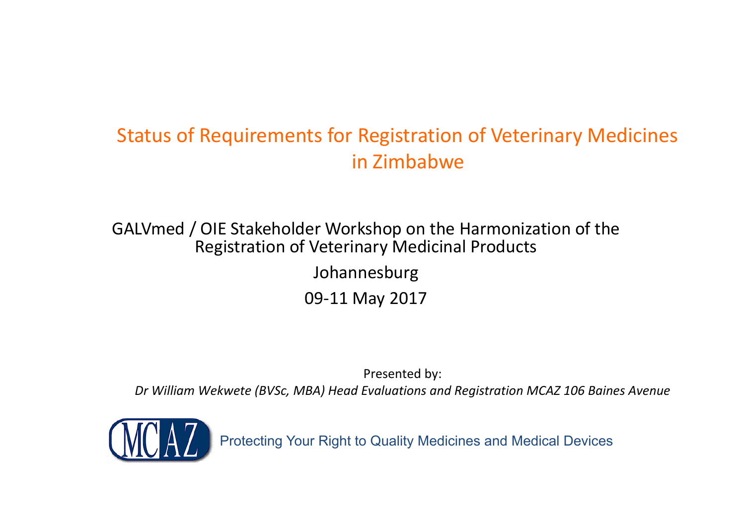# Status of Requirements for Registration of Veterinary Medicines in Zimbabwe

GALVmed / OIE Stakeholder Workshop on the Harmonization of the Registration of Veterinary Medicinal Products

Johannesburg

09-11 May 2017

Presented by:

*Dr William Wekwete (BVSc, MBA) Head Evaluations and Registration MCAZ 106 Baines Avenue*

MCAZ Protecting Your Right to Quality Medicines and Medical Devices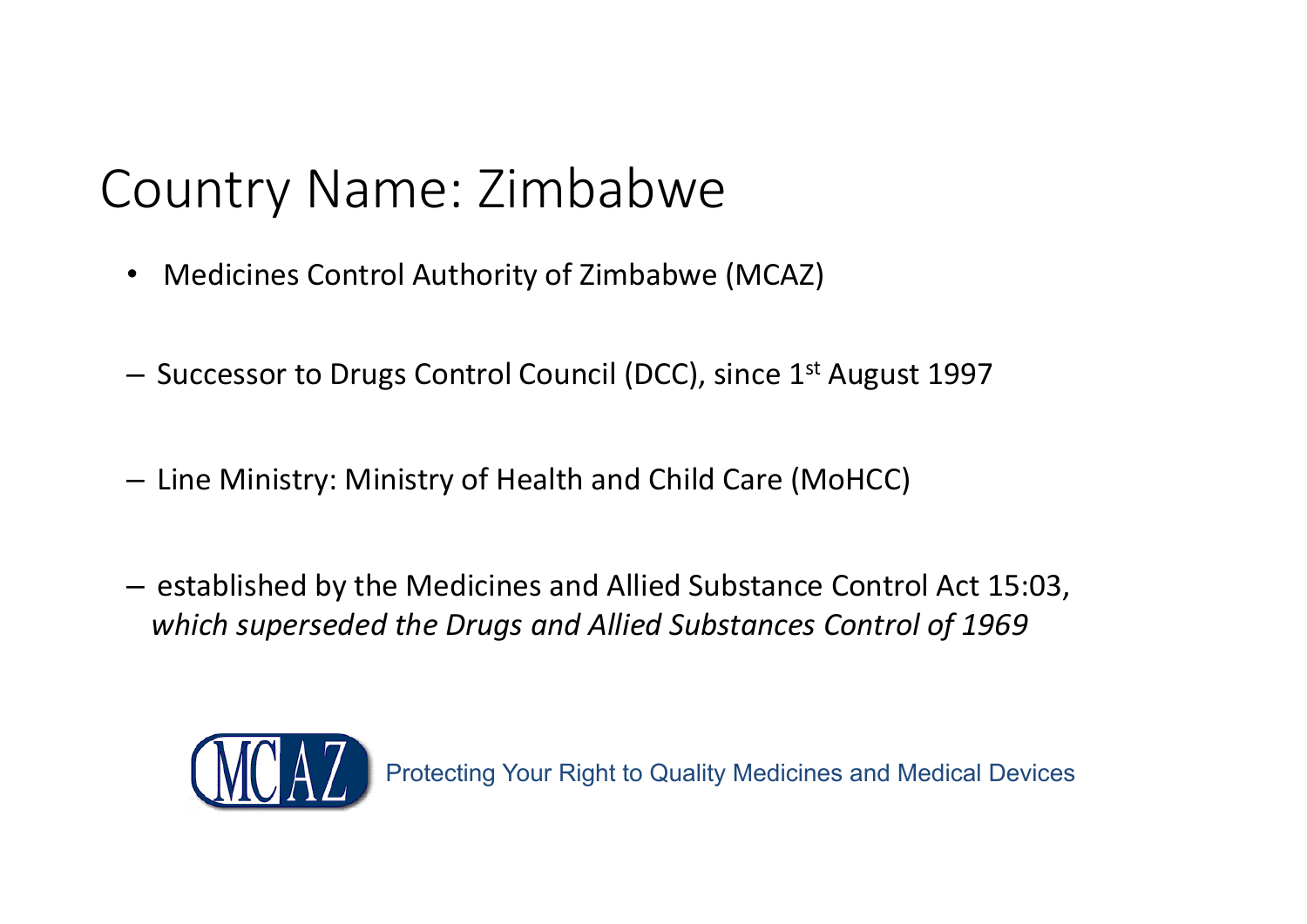# Country Name: Zimbabwe

- Medicines Control Authority of Zimbabwe (MCAZ)

– Successor to Drugs Control Council (DCC), since 1st August 1997

– Line Ministry: Ministry of Health and Child Care (MoHCC)

– established by the Medicines and Allied Substance Control Act 15:03, *which superseded the Drugs and Allied Substances Control of 1969*

MCAZ Protecting Your Right to Quality Medicines and Medical Devices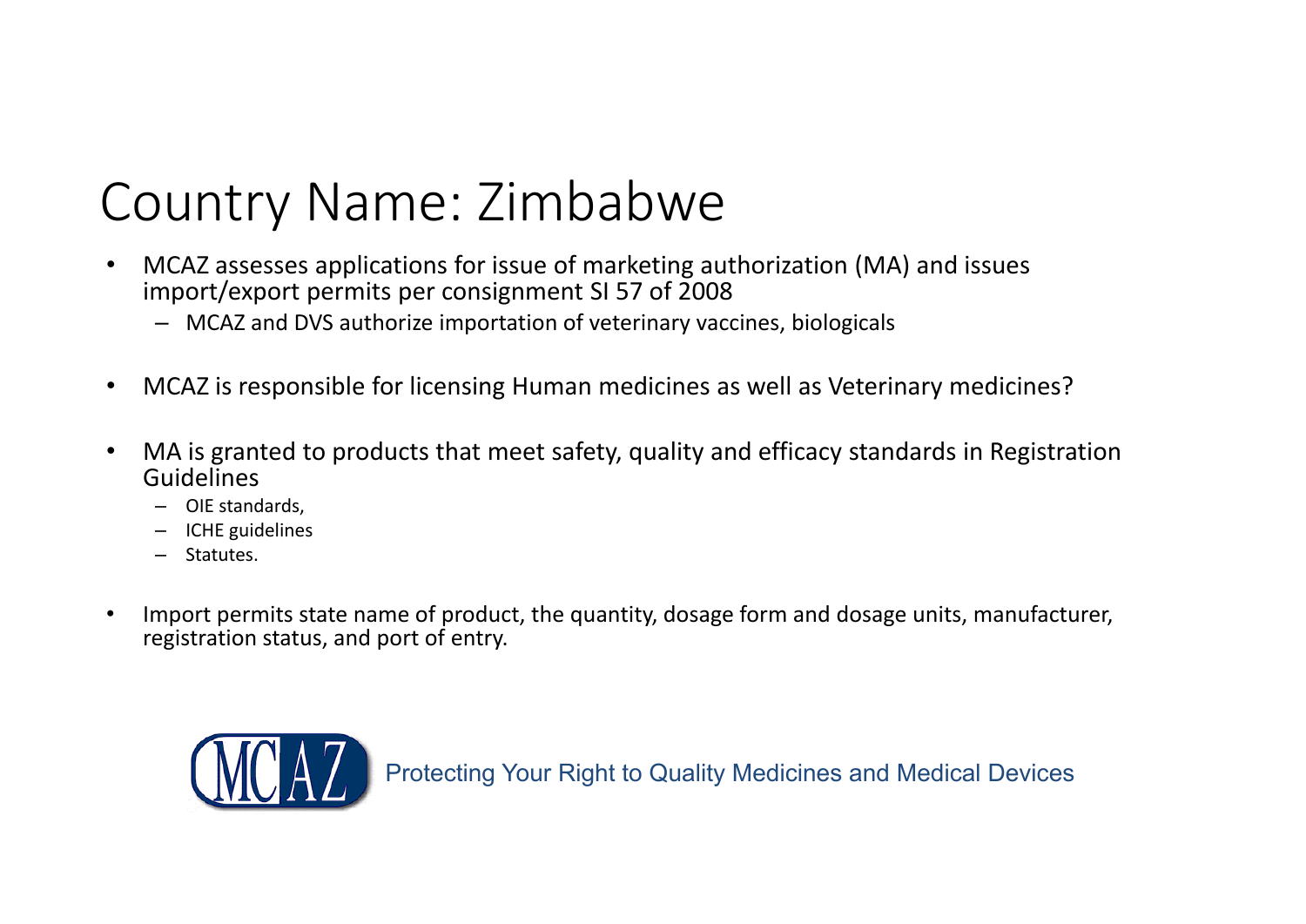# Country Name: Zimbabwe

- MCAZ assesses applications for issue of marketing authorization (MA) and issues import/export permits per consignment SI 57 of 2008
  - MCAZ and DVS authorize importation of veterinary vaccines, biologicals
- MCAZ is responsible for licensing Human medicines as well as Veterinary medicines?
- MA is granted to products that meet safety, quality and efficacy standards in Registration Guidelines
  - OIE standards,
  - ICHE guidelines
  - Statutes.
- Import permits state name of product, the quantity, dosage form and dosage units, manufacturer, registration status, and port of entry.

MCAZ Protecting Your Right to Quality Medicines and Medical Devices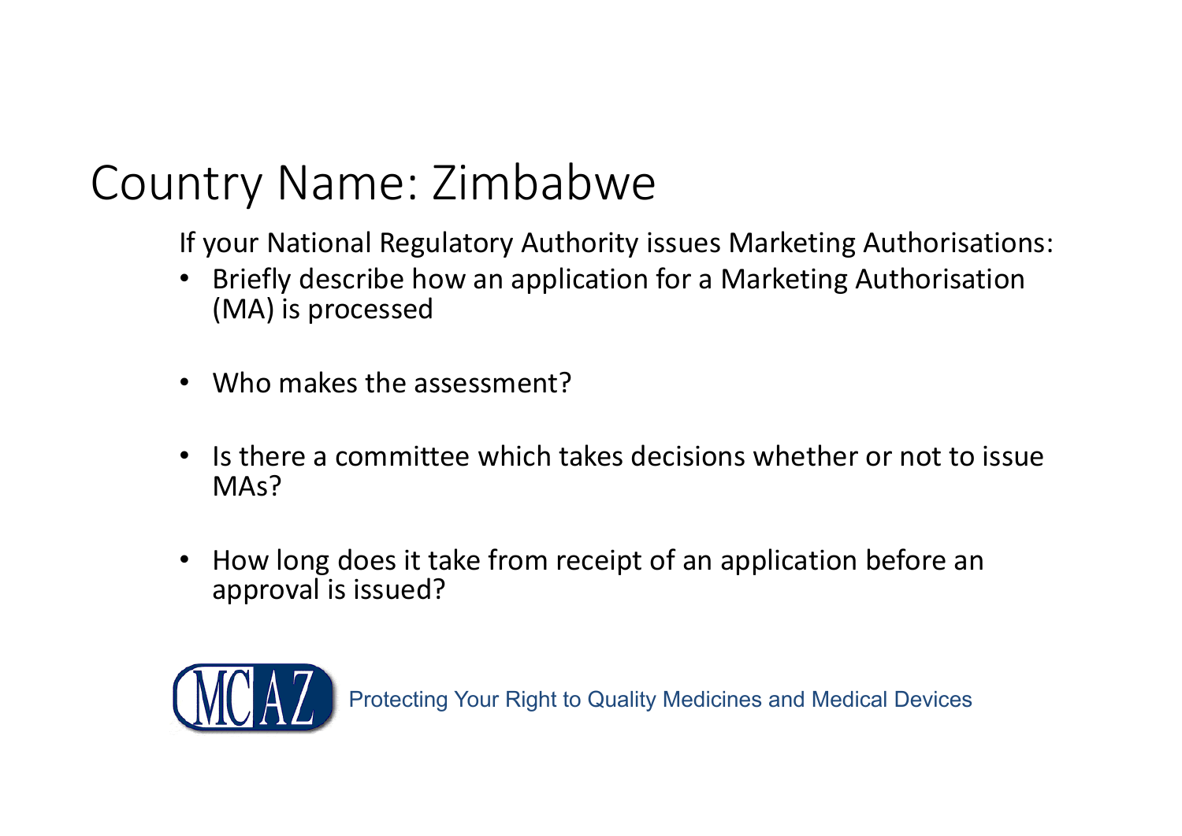# Country Name: Zimbabwe

If your National Regulatory Authority issues Marketing Authorisations:

- Briefly describe how an application for a Marketing Authorisation (MA) is processed
- Who makes the assessment?
- Is there a committee which takes decisions whether or not to issue MAs?
- How long does it take from receipt of an application before an approval is issued?

MCAZ Protecting Your Right to Quality Medicines and Medical Devices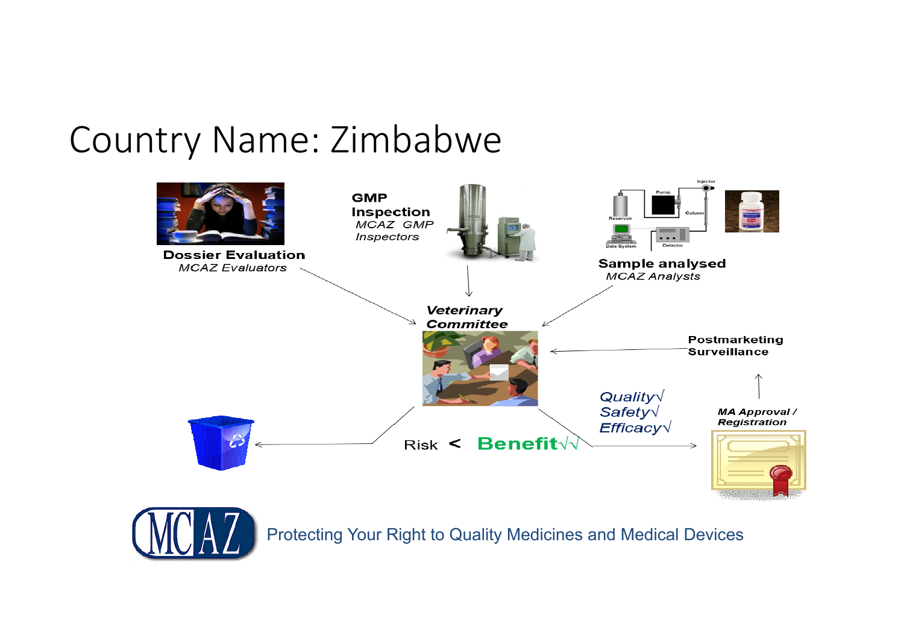# Country Name: Zimbabwe

**Dossier Evaluation**
*MCAZ Evaluators*

**GMP Inspection**
*MCAZ GMP Inspectors*

**Sample analysed**
*MCAZ Analysts*

***Veterinary Committee***

**Postmarketing Surveillance**

*Quality√*
*Safety√*
*Efficacy√*

***MA Approval / Registration***

Risk < **Benefit√√**

Protecting Your Right to Quality Medicines and Medical Devices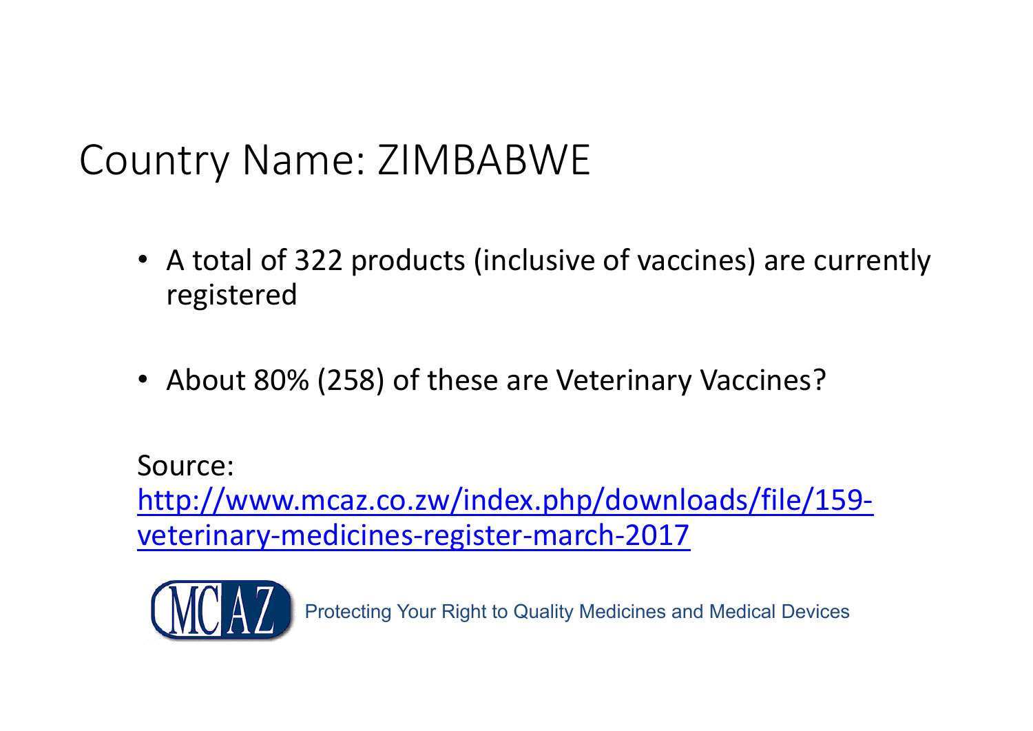# Country Name: ZIMBABWE

- A total of 322 products (inclusive of vaccines) are currently registered
- About 80% (258) of these are Veterinary Vaccines?

Source: [http://www.mcaz.co.zw/index.php/downloads/file/159-veterinary-medicines-register-march-2017](http://www.mcaz.co.zw/index.php/downloads/file/159-veterinary-medicines-register-march-2017)

MCAZ Protecting Your Right to Quality Medicines and Medical Devices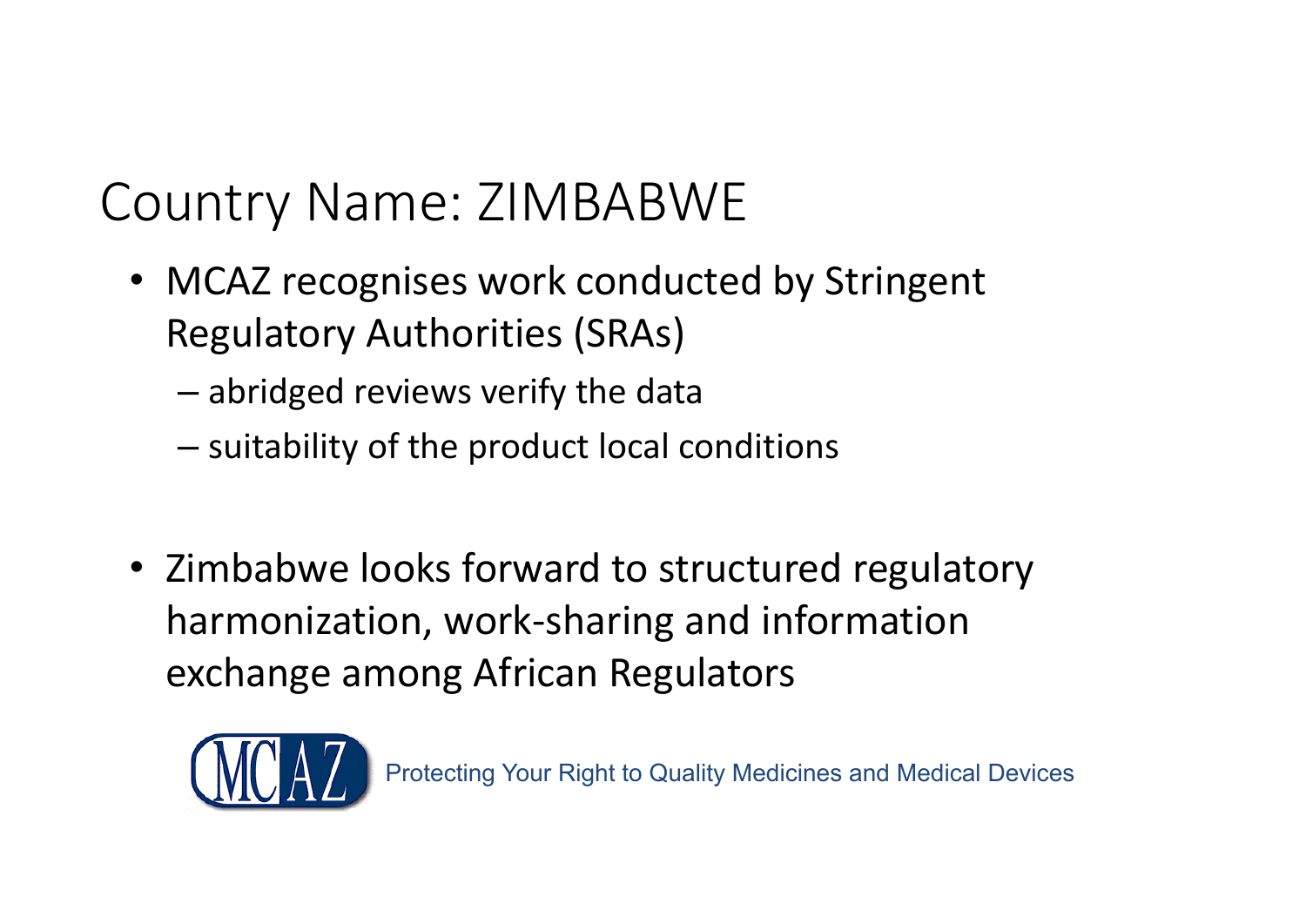# Country Name: ZIMBABWE

- MCAZ recognises work conducted by Stringent Regulatory Authorities (SRAs)
  - abridged reviews verify the data
  - suitability of the product local conditions

- Zimbabwe looks forward to structured regulatory harmonization, work-sharing and information exchange among African Regulators

MCAZ Protecting Your Right to Quality Medicines and Medical Devices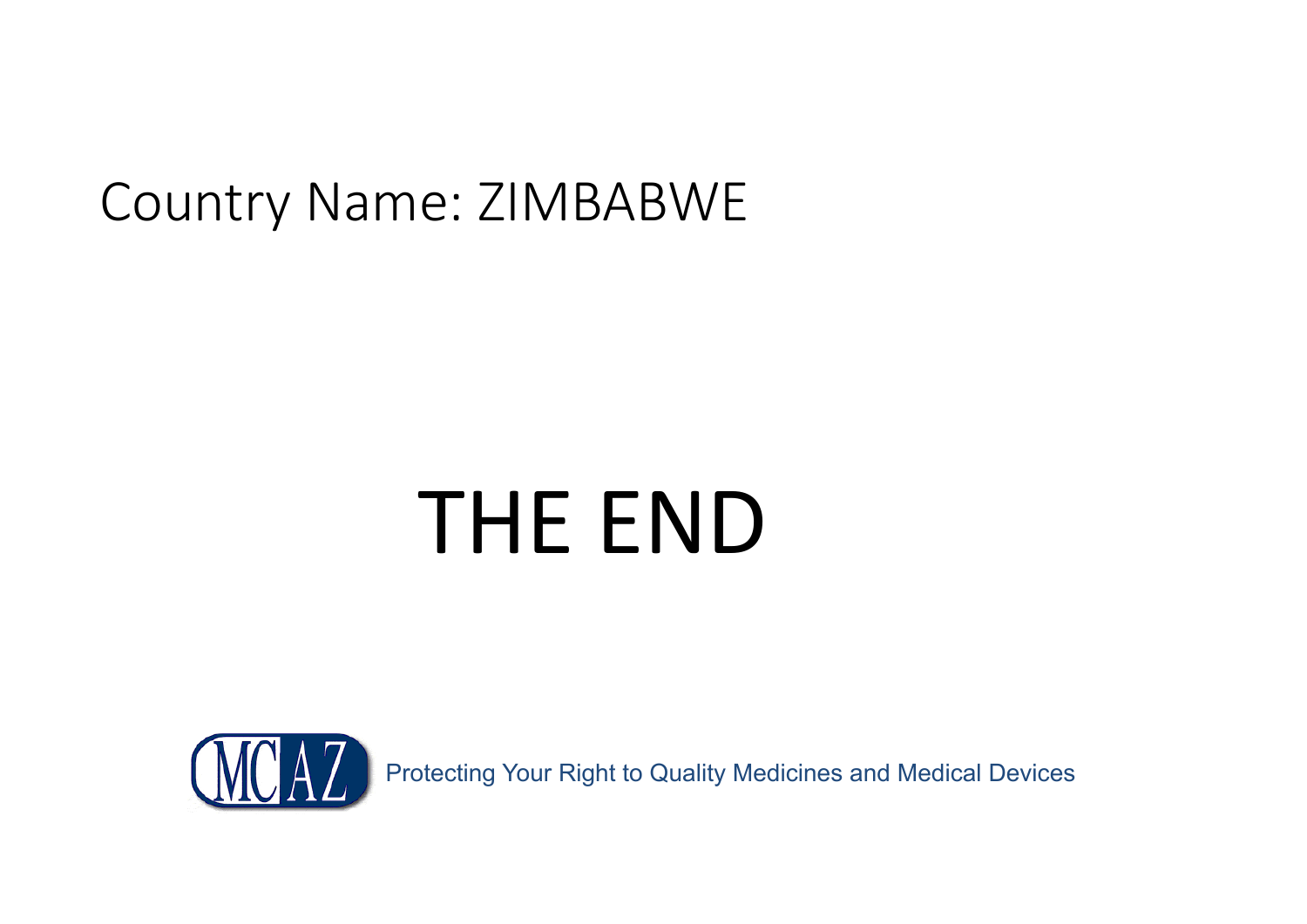Country Name: ZIMBABWE

# THE END

MCAZ Protecting Your Right to Quality Medicines and Medical Devices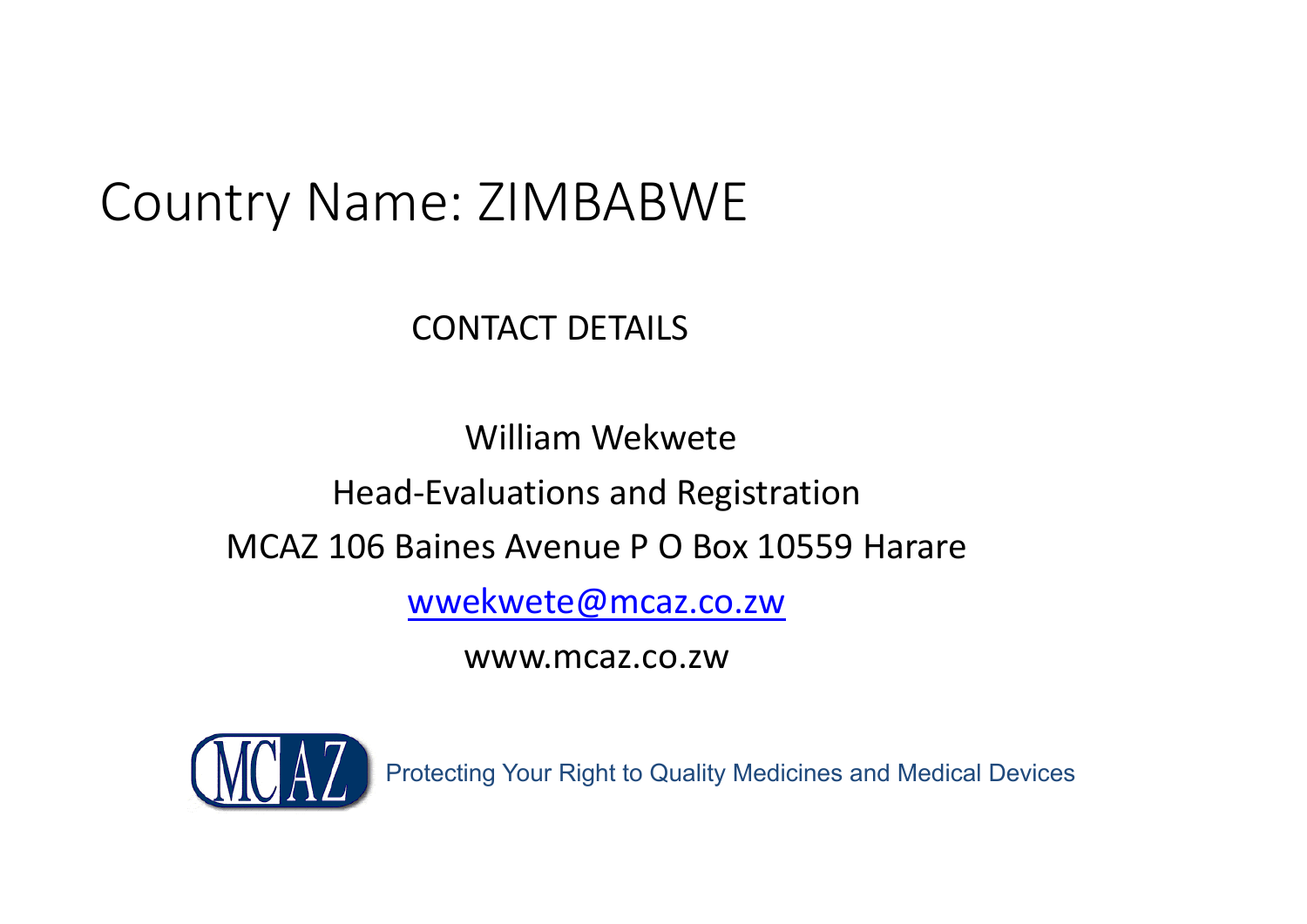# Country Name: ZIMBABWE

## CONTACT DETAILS

William Wekwete

Head-Evaluations and Registration

MCAZ 106 Baines Avenue P O Box 10559 Harare

wwekwete@mcaz.co.zw

www.mcaz.co.zw

MCAZ Protecting Your Right to Quality Medicines and Medical Devices